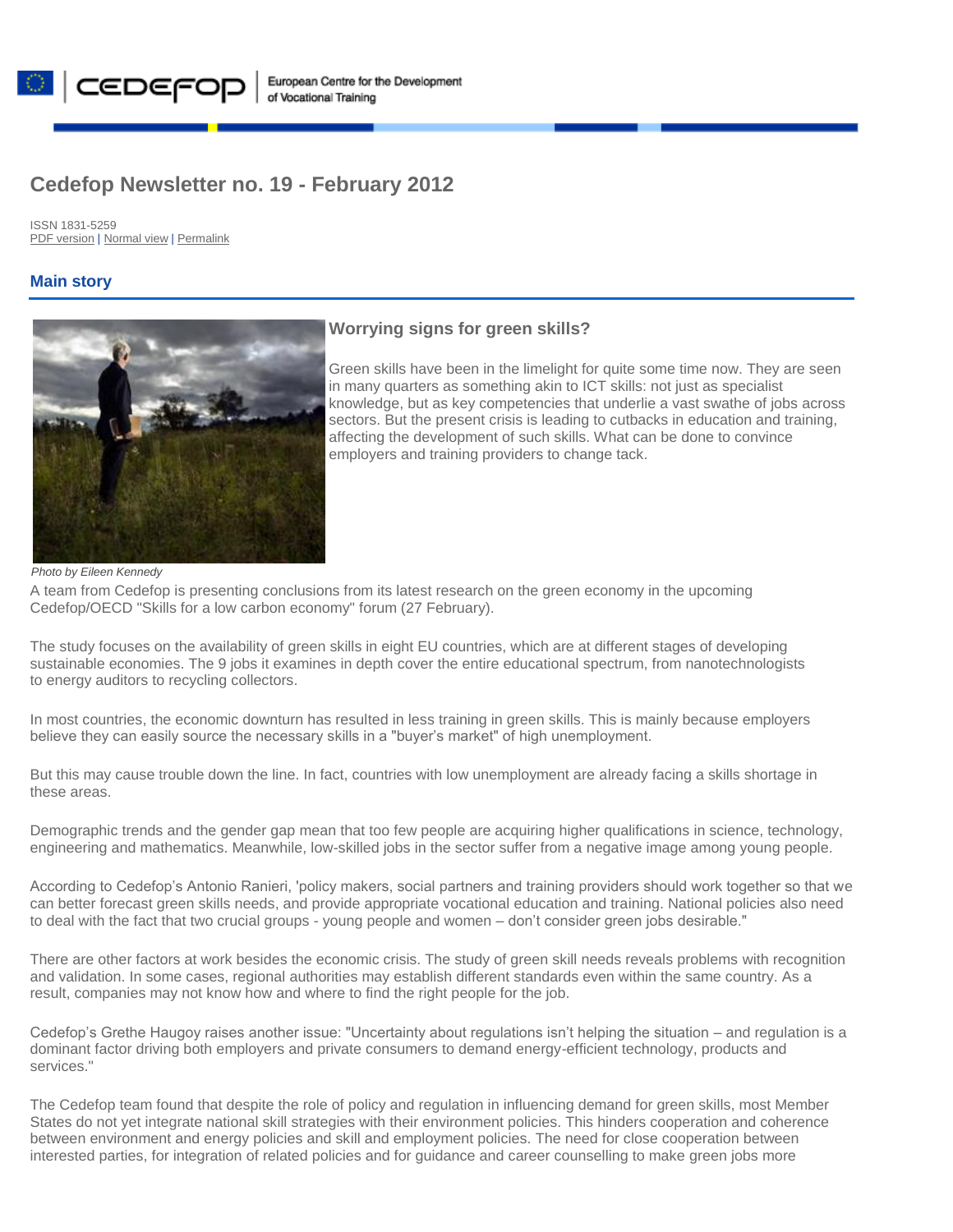European Centre for the Development of Vocational Training

# Cedefop Newsletter no. 19 - February 2012

ISSN 1831-5259
PDF version | Normal view | Permalink

## Main story

### Worrying signs for green skills?

Green skills have been in the limelight for quite some time now. They are seen in many quarters as something akin to ICT skills: not just as specialist knowledge, but as key competencies that underlie a vast swathe of jobs across sectors. But the present crisis is leading to cutbacks in education and training, affecting the development of such skills. What can be done to convince employers and training providers to change tack.

*Photo by Eileen Kennedy*

A team from Cedefop is presenting conclusions from its latest research on the green economy in the upcoming Cedefop/OECD "Skills for a low carbon economy" forum (27 February).

The study focuses on the availability of green skills in eight EU countries, which are at different stages of developing sustainable economies. The 9 jobs it examines in depth cover the entire educational spectrum, from nanotechnologists to energy auditors to recycling collectors.

In most countries, the economic downturn has resulted in less training in green skills. This is mainly because employers believe they can easily source the necessary skills in a "buyer's market" of high unemployment.

But this may cause trouble down the line. In fact, countries with low unemployment are already facing a skills shortage in these areas.

Demographic trends and the gender gap mean that too few people are acquiring higher qualifications in science, technology, engineering and mathematics. Meanwhile, low-skilled jobs in the sector suffer from a negative image among young people.

According to Cedefop's Antonio Ranieri, 'policy makers, social partners and training providers should work together so that we can better forecast green skills needs, and provide appropriate vocational education and training. National policies also need to deal with the fact that two crucial groups - young people and women – don't consider green jobs desirable."

There are other factors at work besides the economic crisis. The study of green skill needs reveals problems with recognition and validation. In some cases, regional authorities may establish different standards even within the same country. As a result, companies may not know how and where to find the right people for the job.

Cedefop's Grethe Haugoy raises another issue: "Uncertainty about regulations isn't helping the situation – and regulation is a dominant factor driving both employers and private consumers to demand energy-efficient technology, products and services."

The Cedefop team found that despite the role of policy and regulation in influencing demand for green skills, most Member States do not yet integrate national skill strategies with their environment policies. This hinders cooperation and coherence between environment and energy policies and skill and employment policies. The need for close cooperation between interested parties, for integration of related policies and for guidance and career counselling to make green jobs more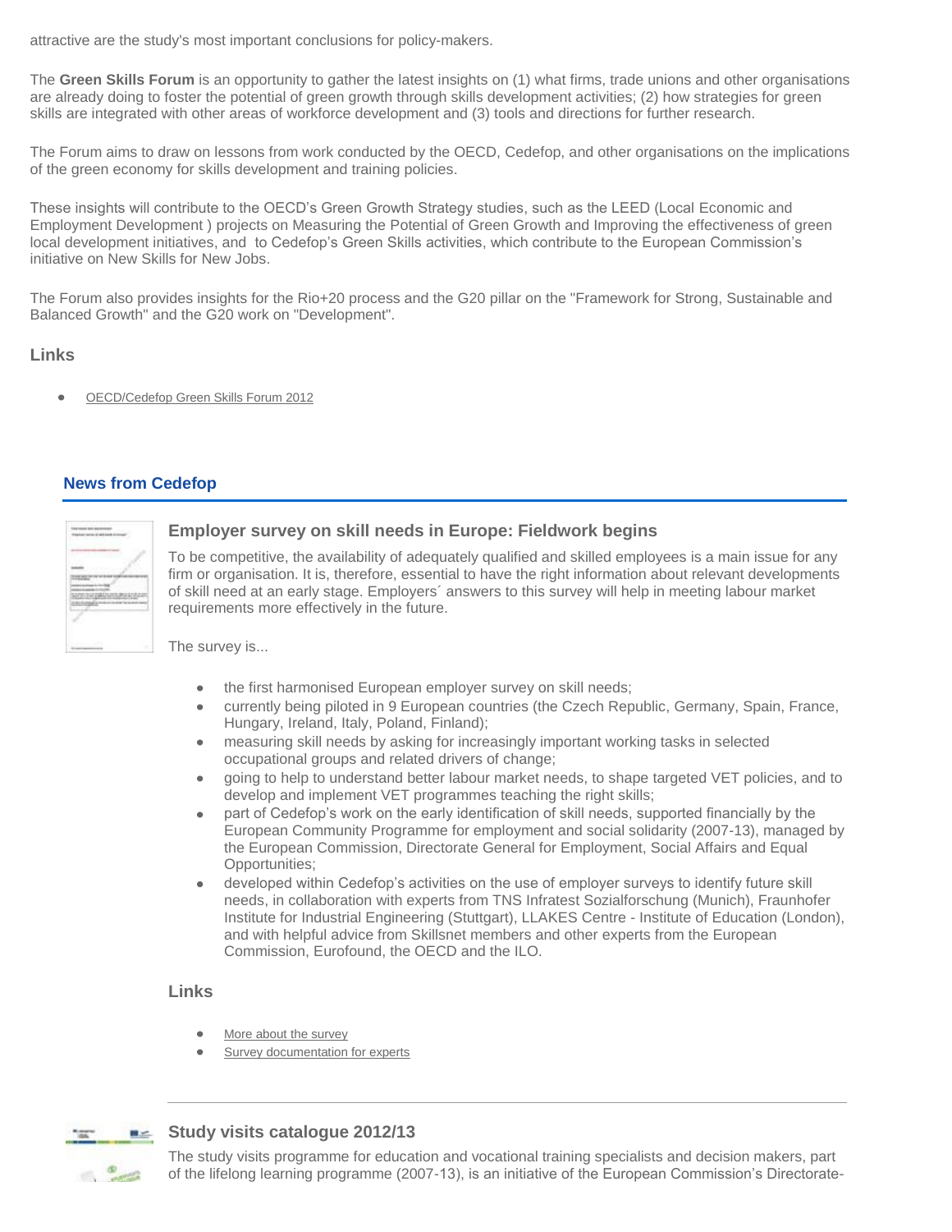attractive are the study's most important conclusions for policy-makers.

The **Green Skills Forum** is an opportunity to gather the latest insights on (1) what firms, trade unions and other organisations are already doing to foster the potential of green growth through skills development activities; (2) how strategies for green skills are integrated with other areas of workforce development and (3) tools and directions for further research.

The Forum aims to draw on lessons from work conducted by the OECD, Cedefop, and other organisations on the implications of the green economy for skills development and training policies.

These insights will contribute to the OECD's Green Growth Strategy studies, such as the LEED (Local Economic and Employment Development ) projects on Measuring the Potential of Green Growth and Improving the effectiveness of green local development initiatives, and to Cedefop's Green Skills activities, which contribute to the European Commission's initiative on New Skills for New Jobs.

The Forum also provides insights for the Rio+20 process and the G20 pillar on the "Framework for Strong, Sustainable and Balanced Growth" and the G20 work on "Development".

### Links

- OECD/Cedefop Green Skills Forum 2012

## News from Cedefop

### Employer survey on skill needs in Europe: Fieldwork begins

To be competitive, the availability of adequately qualified and skilled employees is a main issue for any firm or organisation. It is, therefore, essential to have the right information about relevant developments of skill need at an early stage. Employers´ answers to this survey will help in meeting labour market requirements more effectively in the future.

The survey is...

- the first harmonised European employer survey on skill needs;
- currently being piloted in 9 European countries (the Czech Republic, Germany, Spain, France, Hungary, Ireland, Italy, Poland, Finland);
- measuring skill needs by asking for increasingly important working tasks in selected occupational groups and related drivers of change;
- going to help to understand better labour market needs, to shape targeted VET policies, and to develop and implement VET programmes teaching the right skills;
- part of Cedefop's work on the early identification of skill needs, supported financially by the European Community Programme for employment and social solidarity (2007-13), managed by the European Commission, Directorate General for Employment, Social Affairs and Equal Opportunities;
- developed within Cedefop's activities on the use of employer surveys to identify future skill needs, in collaboration with experts from TNS Infratest Sozialforschung (Munich), Fraunhofer Institute for Industrial Engineering (Stuttgart), LLAKES Centre - Institute of Education (London), and with helpful advice from Skillsnet members and other experts from the European Commission, Eurofound, the OECD and the ILO.

### Links

- More about the survey
- Survey documentation for experts

### Study visits catalogue 2012/13

The study visits programme for education and vocational training specialists and decision makers, part of the lifelong learning programme (2007-13), is an initiative of the European Commission's Directorate-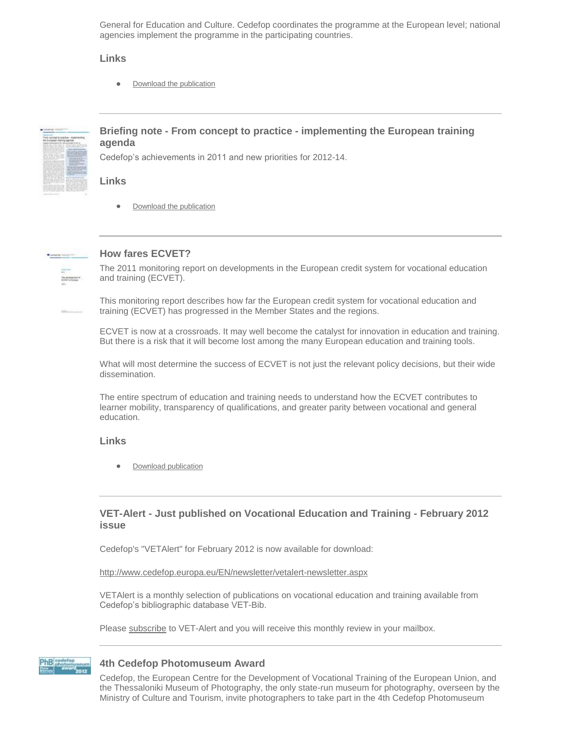General for Education and Culture. Cedefop coordinates the programme at the European level; national agencies implement the programme in the participating countries.

### Links

- Download the publication

---

### Briefing note - From concept to practice - implementing the European training agenda

Cedefop's achievements in 2011 and new priorities for 2012-14.

### Links

- Download the publication

---

### How fares ECVET?

The 2011 monitoring report on developments in the European credit system for vocational education and training (ECVET).

This monitoring report describes how far the European credit system for vocational education and training (ECVET) has progressed in the Member States and the regions.

ECVET is now at a crossroads. It may well become the catalyst for innovation in education and training. But there is a risk that it will become lost among the many European education and training tools.

What will most determine the success of ECVET is not just the relevant policy decisions, but their wide dissemination.

The entire spectrum of education and training needs to understand how the ECVET contributes to learner mobility, transparency of qualifications, and greater parity between vocational and general education.

### Links

- Download publication

---

### VET-Alert - Just published on Vocational Education and Training - February 2012 issue

Cedefop's "VETAlert" for February 2012 is now available for download:

http://www.cedefop.europa.eu/EN/newsletter/vetalert-newsletter.aspx

VETAlert is a monthly selection of publications on vocational education and training available from Cedefop's bibliographic database VET-Bib.

Please subscribe to VET-Alert and you will receive this monthly review in your mailbox.

---

### 4th Cedefop Photomuseum Award

Cedefop, the European Centre for the Development of Vocational Training of the European Union, and the Thessaloniki Museum of Photography, the only state-run museum for photography, overseen by the Ministry of Culture and Tourism, invite photographers to take part in the 4th Cedefop Photomuseum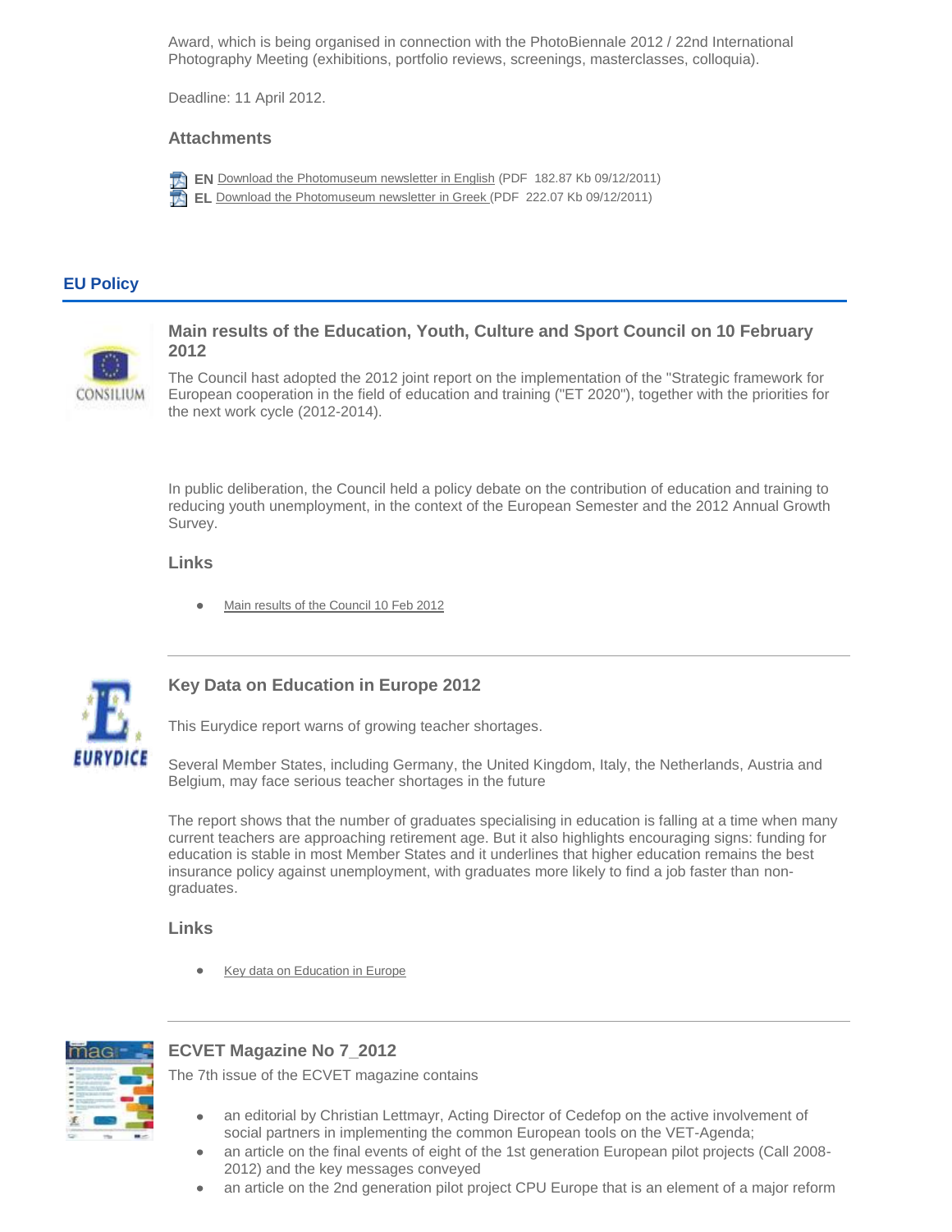Award, which is being organised in connection with the PhotoBiennale 2012 / 22nd International Photography Meeting (exhibitions, portfolio reviews, screenings, masterclasses, colloquia).

Deadline: 11 April 2012.

### Attachments

- **EN** Download the Photomuseum newsletter in English (PDF 182.87 Kb 09/12/2011)
- **EL** Download the Photomuseum newsletter in Greek (PDF 222.07 Kb 09/12/2011)

## EU Policy

### Main results of the Education, Youth, Culture and Sport Council on 10 February 2012

The Council hast adopted the 2012 joint report on the implementation of the "Strategic framework for European cooperation in the field of education and training ("ET 2020"), together with the priorities for the next work cycle (2012-2014).

In public deliberation, the Council held a policy debate on the contribution of education and training to reducing youth unemployment, in the context of the European Semester and the 2012 Annual Growth Survey.

### Links

- Main results of the Council 10 Feb 2012

---

### Key Data on Education in Europe 2012

This Eurydice report warns of growing teacher shortages.

Several Member States, including Germany, the United Kingdom, Italy, the Netherlands, Austria and Belgium, may face serious teacher shortages in the future

The report shows that the number of graduates specialising in education is falling at a time when many current teachers are approaching retirement age. But it also highlights encouraging signs: funding for education is stable in most Member States and it underlines that higher education remains the best insurance policy against unemployment, with graduates more likely to find a job faster than non-graduates.

### Links

- Key data on Education in Europe

---

### ECVET Magazine No 7_2012

The 7th issue of the ECVET magazine contains

- an editorial by Christian Lettmayr, Acting Director of Cedefop on the active involvement of social partners in implementing the common European tools on the VET-Agenda;
- an article on the final events of eight of the 1st generation European pilot projects (Call 2008-2012) and the key messages conveyed
- an article on the 2nd generation pilot project CPU Europe that is an element of a major reform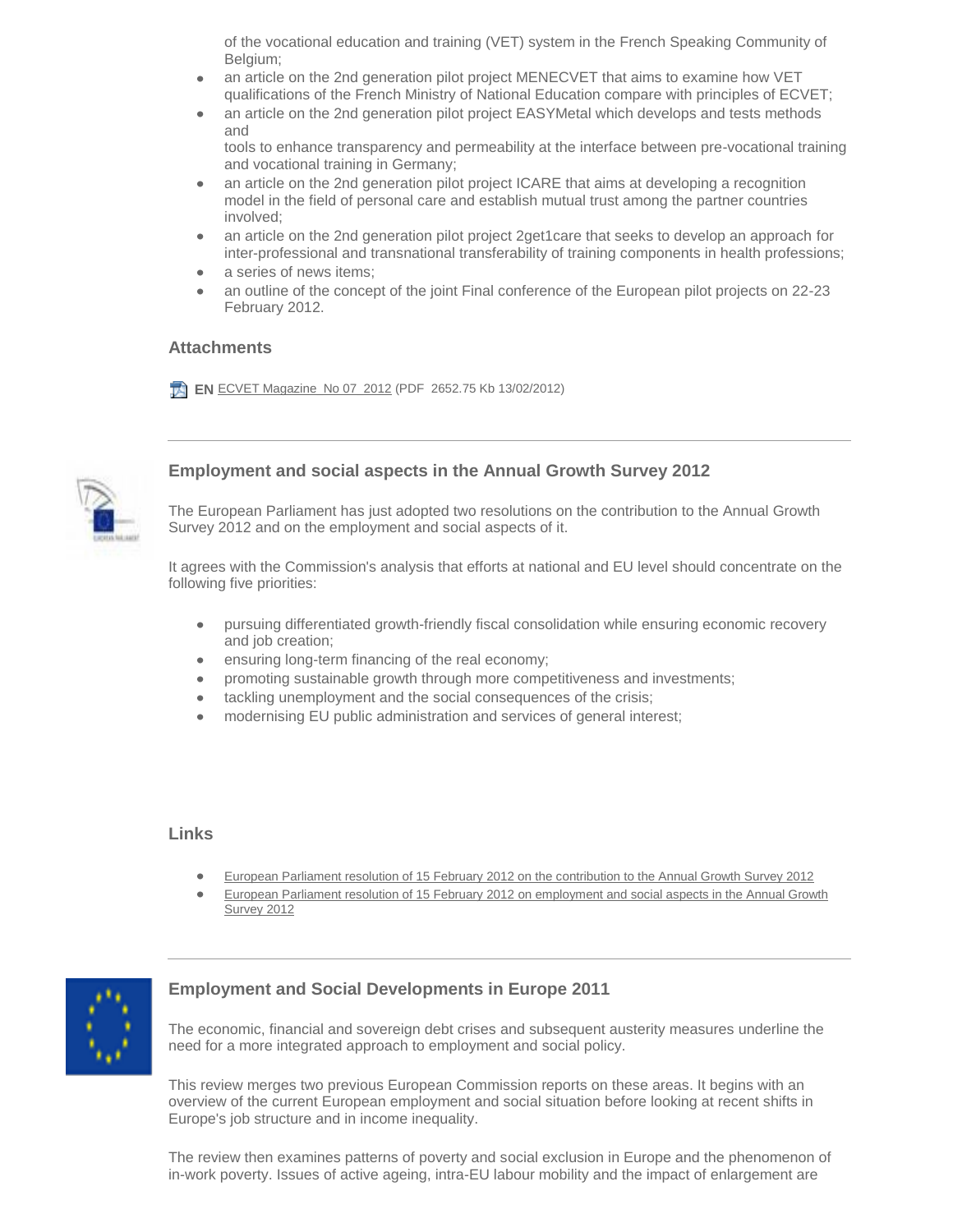of the vocational education and training (VET) system in the French Speaking Community of Belgium;

- an article on the 2nd generation pilot project MENECVET that aims to examine how VET qualifications of the French Ministry of National Education compare with principles of ECVET;
- an article on the 2nd generation pilot project EASYMetal which develops and tests methods and tools to enhance transparency and permeability at the interface between pre-vocational training and vocational training in Germany;
- an article on the 2nd generation pilot project ICARE that aims at developing a recognition model in the field of personal care and establish mutual trust among the partner countries involved;
- an article on the 2nd generation pilot project 2get1care that seeks to develop an approach for inter-professional and transnational transferability of training components in health professions;
- a series of news items;
- an outline of the concept of the joint Final conference of the European pilot projects on 22-23 February 2012.

### Attachments

**EN** ECVET Magazine No 07 2012 (PDF 2652.75 Kb 13/02/2012)

---

## Employment and social aspects in the Annual Growth Survey 2012

The European Parliament has just adopted two resolutions on the contribution to the Annual Growth Survey 2012 and on the employment and social aspects of it.

It agrees with the Commission's analysis that efforts at national and EU level should concentrate on the following five priorities:

- pursuing differentiated growth-friendly fiscal consolidation while ensuring economic recovery and job creation;
- ensuring long-term financing of the real economy;
- promoting sustainable growth through more competitiveness and investments;
- tackling unemployment and the social consequences of the crisis;
- modernising EU public administration and services of general interest;

### Links

- European Parliament resolution of 15 February 2012 on the contribution to the Annual Growth Survey 2012
- European Parliament resolution of 15 February 2012 on employment and social aspects in the Annual Growth Survey 2012

---

## Employment and Social Developments in Europe 2011

The economic, financial and sovereign debt crises and subsequent austerity measures underline the need for a more integrated approach to employment and social policy.

This review merges two previous European Commission reports on these areas. It begins with an overview of the current European employment and social situation before looking at recent shifts in Europe's job structure and in income inequality.

The review then examines patterns of poverty and social exclusion in Europe and the phenomenon of in-work poverty. Issues of active ageing, intra-EU labour mobility and the impact of enlargement are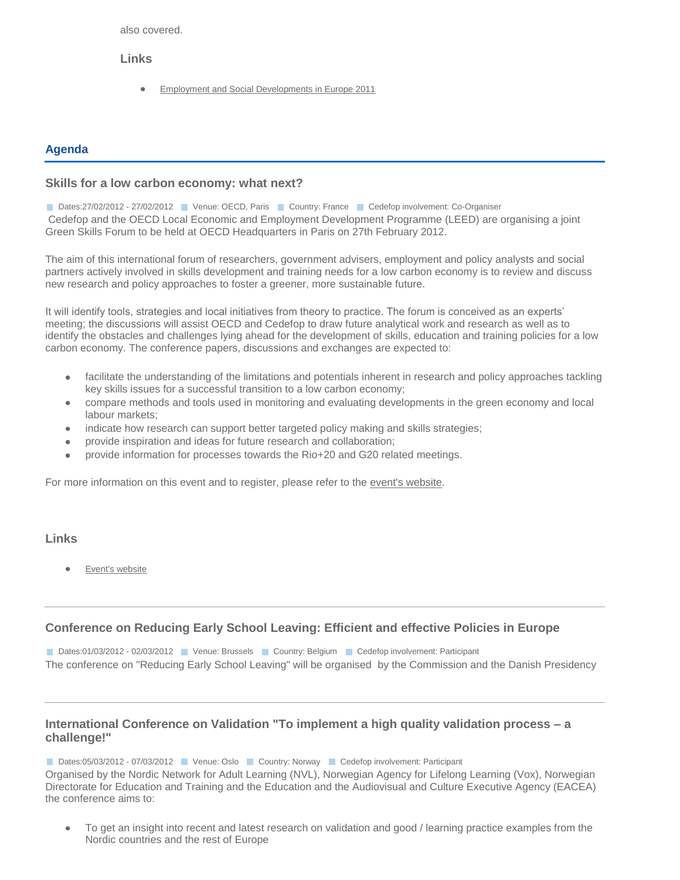also covered.

### Links

- Employment and Social Developments in Europe 2011

## Agenda

### Skills for a low carbon economy: what next?

Dates:27/02/2012 - 27/02/2012 Venue: OECD, Paris Country: France Cedefop involvement: Co-Organiser

Cedefop and the OECD Local Economic and Employment Development Programme (LEED) are organising a joint Green Skills Forum to be held at OECD Headquarters in Paris on 27th February 2012.

The aim of this international forum of researchers, government advisers, employment and policy analysts and social partners actively involved in skills development and training needs for a low carbon economy is to review and discuss new research and policy approaches to foster a greener, more sustainable future.

It will identify tools, strategies and local initiatives from theory to practice. The forum is conceived as an experts' meeting; the discussions will assist OECD and Cedefop to draw future analytical work and research as well as to identify the obstacles and challenges lying ahead for the development of skills, education and training policies for a low carbon economy. The conference papers, discussions and exchanges are expected to:

- facilitate the understanding of the limitations and potentials inherent in research and policy approaches tackling key skills issues for a successful transition to a low carbon economy;
- compare methods and tools used in monitoring and evaluating developments in the green economy and local labour markets;
- indicate how research can support better targeted policy making and skills strategies;
- provide inspiration and ideas for future research and collaboration;
- provide information for processes towards the Rio+20 and G20 related meetings.

For more information on this event and to register, please refer to the event's website.

### Links

- Event's website

---

### Conference on Reducing Early School Leaving: Efficient and effective Policies in Europe

Dates:01/03/2012 - 02/03/2012 Venue: Brussels Country: Belgium Cedefop involvement: Participant

The conference on "Reducing Early School Leaving" will be organised by the Commission and the Danish Presidency

---

### International Conference on Validation "To implement a high quality validation process – a challenge!"

Dates:05/03/2012 - 07/03/2012 Venue: Oslo Country: Norway Cedefop involvement: Participant

Organised by the Nordic Network for Adult Learning (NVL), Norwegian Agency for Lifelong Learning (Vox), Norwegian Directorate for Education and Training and the Education and the Audiovisual and Culture Executive Agency (EACEA) the conference aims to:

- To get an insight into recent and latest research on validation and good / learning practice examples from the Nordic countries and the rest of Europe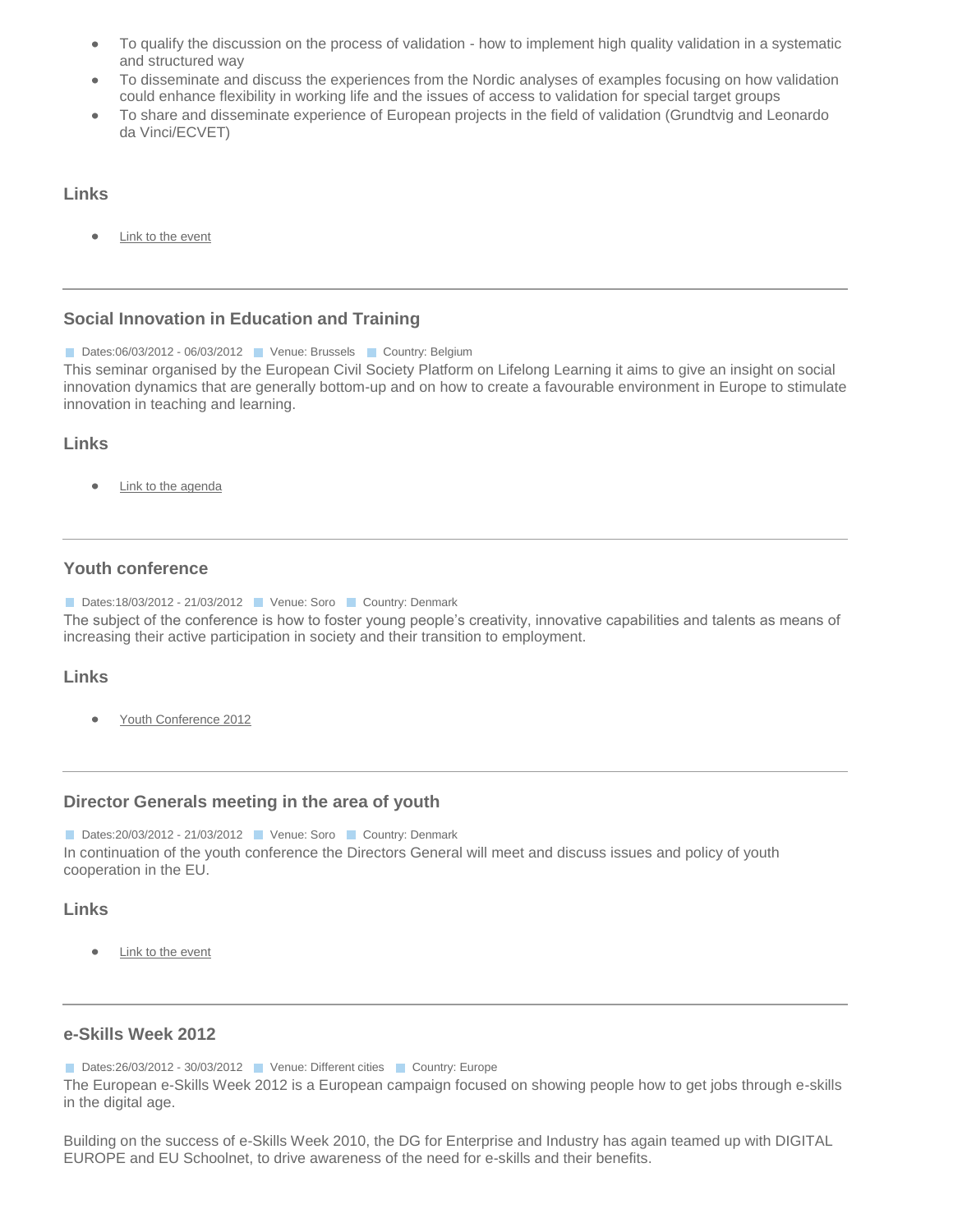- To qualify the discussion on the process of validation - how to implement high quality validation in a systematic and structured way
- To disseminate and discuss the experiences from the Nordic analyses of examples focusing on how validation could enhance flexibility in working life and the issues of access to validation for special target groups
- To share and disseminate experience of European projects in the field of validation (Grundtvig and Leonardo da Vinci/ECVET)

### Links

- Link to the event

---

### Social Innovation in Education and Training

Dates:06/03/2012 - 06/03/2012 Venue: Brussels Country: Belgium

This seminar organised by the European Civil Society Platform on Lifelong Learning it aims to give an insight on social innovation dynamics that are generally bottom-up and on how to create a favourable environment in Europe to stimulate innovation in teaching and learning.

### Links

- Link to the agenda

---

### Youth conference

Dates:18/03/2012 - 21/03/2012 Venue: Soro Country: Denmark

The subject of the conference is how to foster young people's creativity, innovative capabilities and talents as means of increasing their active participation in society and their transition to employment.

### Links

- Youth Conference 2012

---

### Director Generals meeting in the area of youth

Dates:20/03/2012 - 21/03/2012 Venue: Soro Country: Denmark

In continuation of the youth conference the Directors General will meet and discuss issues and policy of youth cooperation in the EU.

### Links

- Link to the event

---

### e-Skills Week 2012

Dates:26/03/2012 - 30/03/2012 Venue: Different cities Country: Europe

The European e-Skills Week 2012 is a European campaign focused on showing people how to get jobs through e-skills in the digital age.

Building on the success of e-Skills Week 2010, the DG for Enterprise and Industry has again teamed up with DIGITAL EUROPE and EU Schoolnet, to drive awareness of the need for e-skills and their benefits.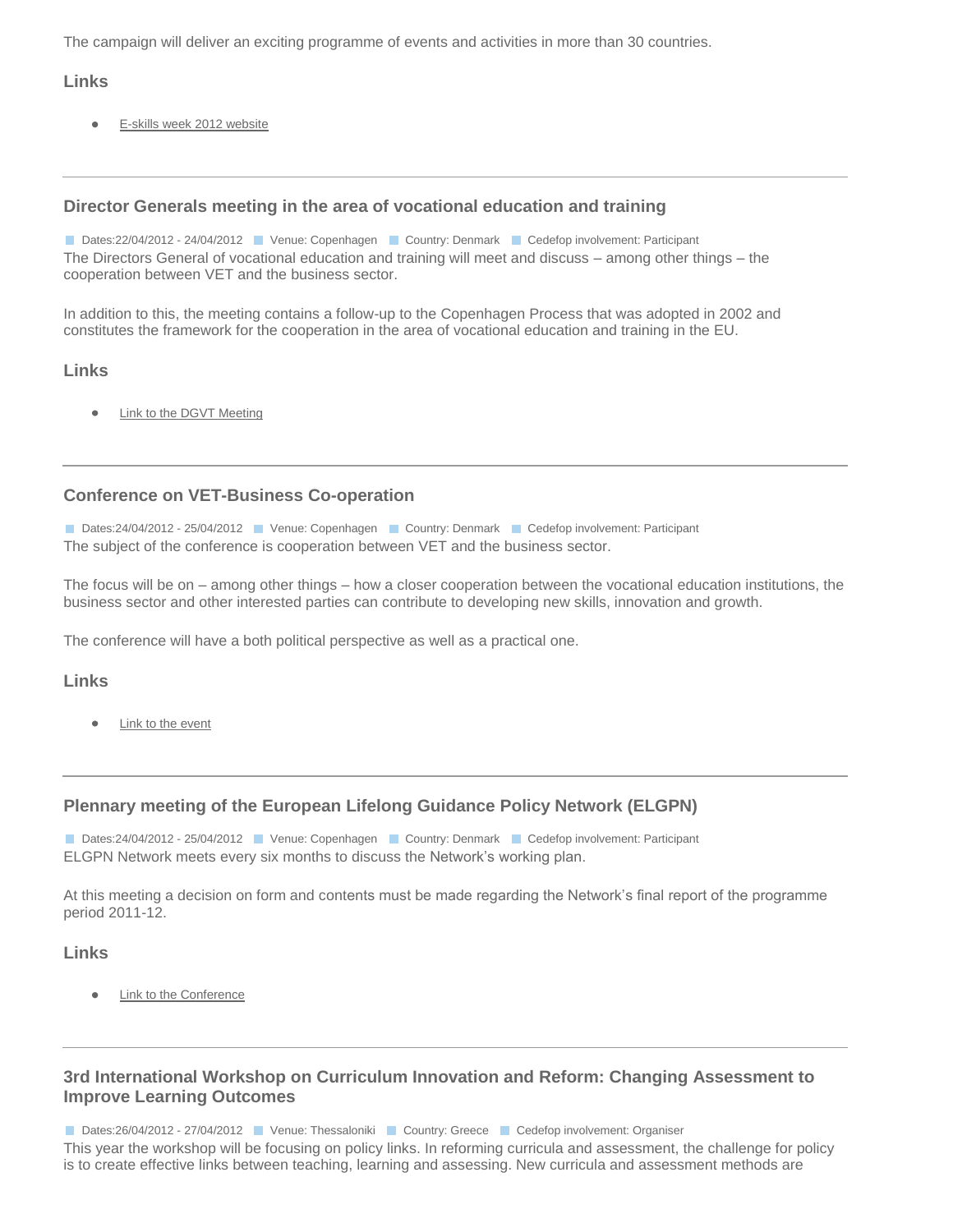The campaign will deliver an exciting programme of events and activities in more than 30 countries.

### Links

- E-skills week 2012 website

---

### Director Generals meeting in the area of vocational education and training

Dates:22/04/2012 - 24/04/2012 | Venue: Copenhagen | Country: Denmark | Cedefop involvement: Participant

The Directors General of vocational education and training will meet and discuss – among other things – the cooperation between VET and the business sector.

In addition to this, the meeting contains a follow-up to the Copenhagen Process that was adopted in 2002 and constitutes the framework for the cooperation in the area of vocational education and training in the EU.

### Links

- Link to the DGVT Meeting

---

### Conference on VET-Business Co-operation

Dates:24/04/2012 - 25/04/2012 | Venue: Copenhagen | Country: Denmark | Cedefop involvement: Participant

The subject of the conference is cooperation between VET and the business sector.

The focus will be on – among other things – how a closer cooperation between the vocational education institutions, the business sector and other interested parties can contribute to developing new skills, innovation and growth.

The conference will have a both political perspective as well as a practical one.

### Links

- Link to the event

---

### Plennary meeting of the European Lifelong Guidance Policy Network (ELGPN)

Dates:24/04/2012 - 25/04/2012 | Venue: Copenhagen | Country: Denmark | Cedefop involvement: Participant

ELGPN Network meets every six months to discuss the Network's working plan.

At this meeting a decision on form and contents must be made regarding the Network's final report of the programme period 2011-12.

### Links

- Link to the Conference

---

### 3rd International Workshop on Curriculum Innovation and Reform: Changing Assessment to Improve Learning Outcomes

Dates:26/04/2012 - 27/04/2012 | Venue: Thessaloniki | Country: Greece | Cedefop involvement: Organiser

This year the workshop will be focusing on policy links. In reforming curricula and assessment, the challenge for policy is to create effective links between teaching, learning and assessing. New curricula and assessment methods are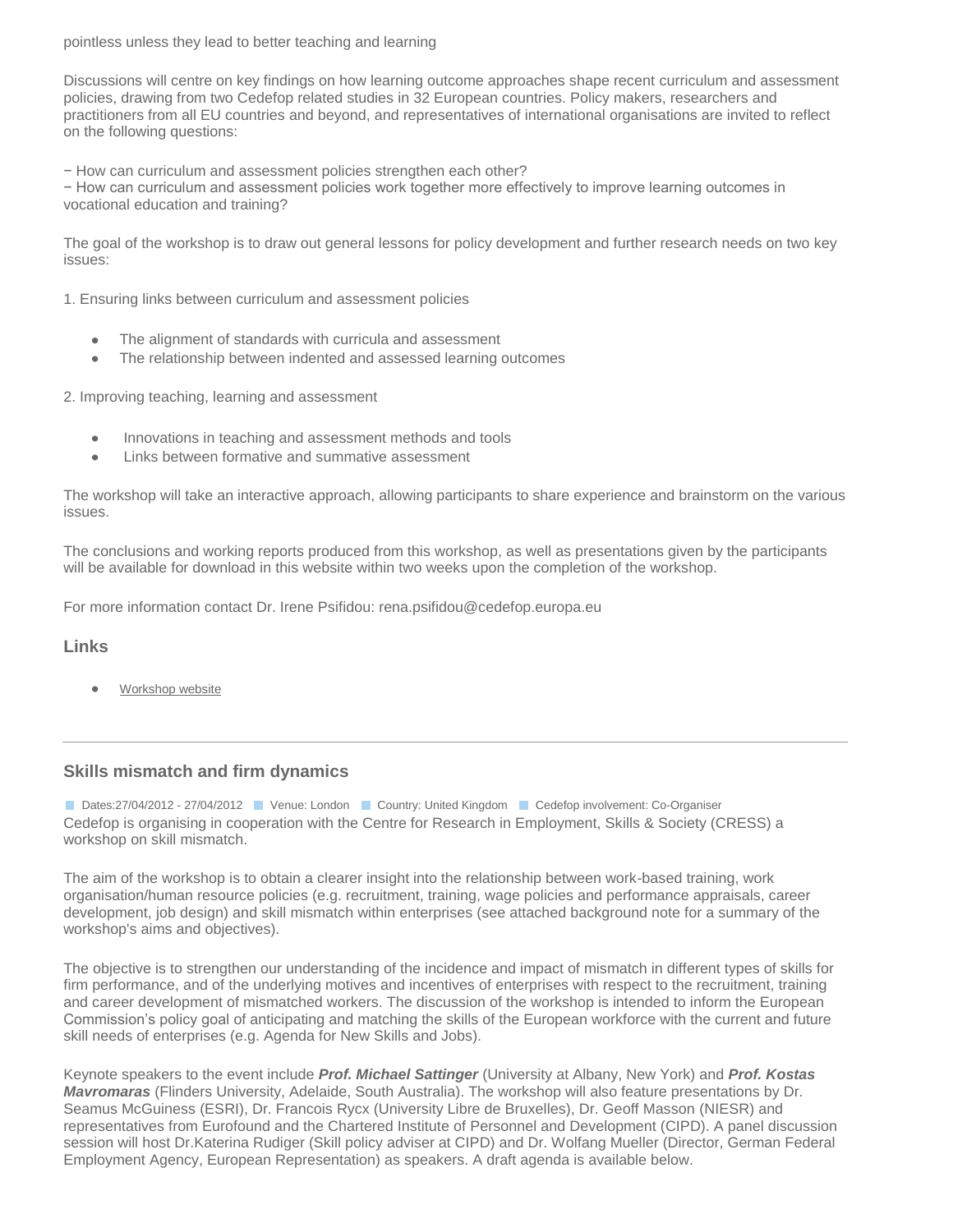pointless unless they lead to better teaching and learning

Discussions will centre on key findings on how learning outcome approaches shape recent curriculum and assessment policies, drawing from two Cedefop related studies in 32 European countries. Policy makers, researchers and practitioners from all EU countries and beyond, and representatives of international organisations are invited to reflect on the following questions:

− How can curriculum and assessment policies strengthen each other?
− How can curriculum and assessment policies work together more effectively to improve learning outcomes in vocational education and training?

The goal of the workshop is to draw out general lessons for policy development and further research needs on two key issues:

1. Ensuring links between curriculum and assessment policies

- The alignment of standards with curricula and assessment
- The relationship between indented and assessed learning outcomes

2. Improving teaching, learning and assessment

- Innovations in teaching and assessment methods and tools
- Links between formative and summative assessment

The workshop will take an interactive approach, allowing participants to share experience and brainstorm on the various issues.

The conclusions and working reports produced from this workshop, as well as presentations given by the participants will be available for download in this website within two weeks upon the completion of the workshop.

For more information contact Dr. Irene Psifidou: rena.psifidou@cedefop.europa.eu

### Links

- Workshop website

---

### Skills mismatch and firm dynamics

Dates:27/04/2012 - 27/04/2012 Venue: London Country: United Kingdom Cedefop involvement: Co-Organiser

Cedefop is organising in cooperation with the Centre for Research in Employment, Skills & Society (CRESS) a workshop on skill mismatch.

The aim of the workshop is to obtain a clearer insight into the relationship between work-based training, work organisation/human resource policies (e.g. recruitment, training, wage policies and performance appraisals, career development, job design) and skill mismatch within enterprises (see attached background note for a summary of the workshop's aims and objectives).

The objective is to strengthen our understanding of the incidence and impact of mismatch in different types of skills for firm performance, and of the underlying motives and incentives of enterprises with respect to the recruitment, training and career development of mismatched workers. The discussion of the workshop is intended to inform the European Commission's policy goal of anticipating and matching the skills of the European workforce with the current and future skill needs of enterprises (e.g. Agenda for New Skills and Jobs).

Keynote speakers to the event include ***Prof. Michael Sattinger*** (University at Albany, New York) and ***Prof. Kostas Mavromaras*** (Flinders University, Adelaide, South Australia). The workshop will also feature presentations by Dr. Seamus McGuiness (ESRI), Dr. Francois Rycx (University Libre de Bruxelles), Dr. Geoff Masson (NIESR) and representatives from Eurofound and the Chartered Institute of Personnel and Development (CIPD). A panel discussion session will host Dr.Katerina Rudiger (Skill policy adviser at CIPD) and Dr. Wolfang Mueller (Director, German Federal Employment Agency, European Representation) as speakers. A draft agenda is available below.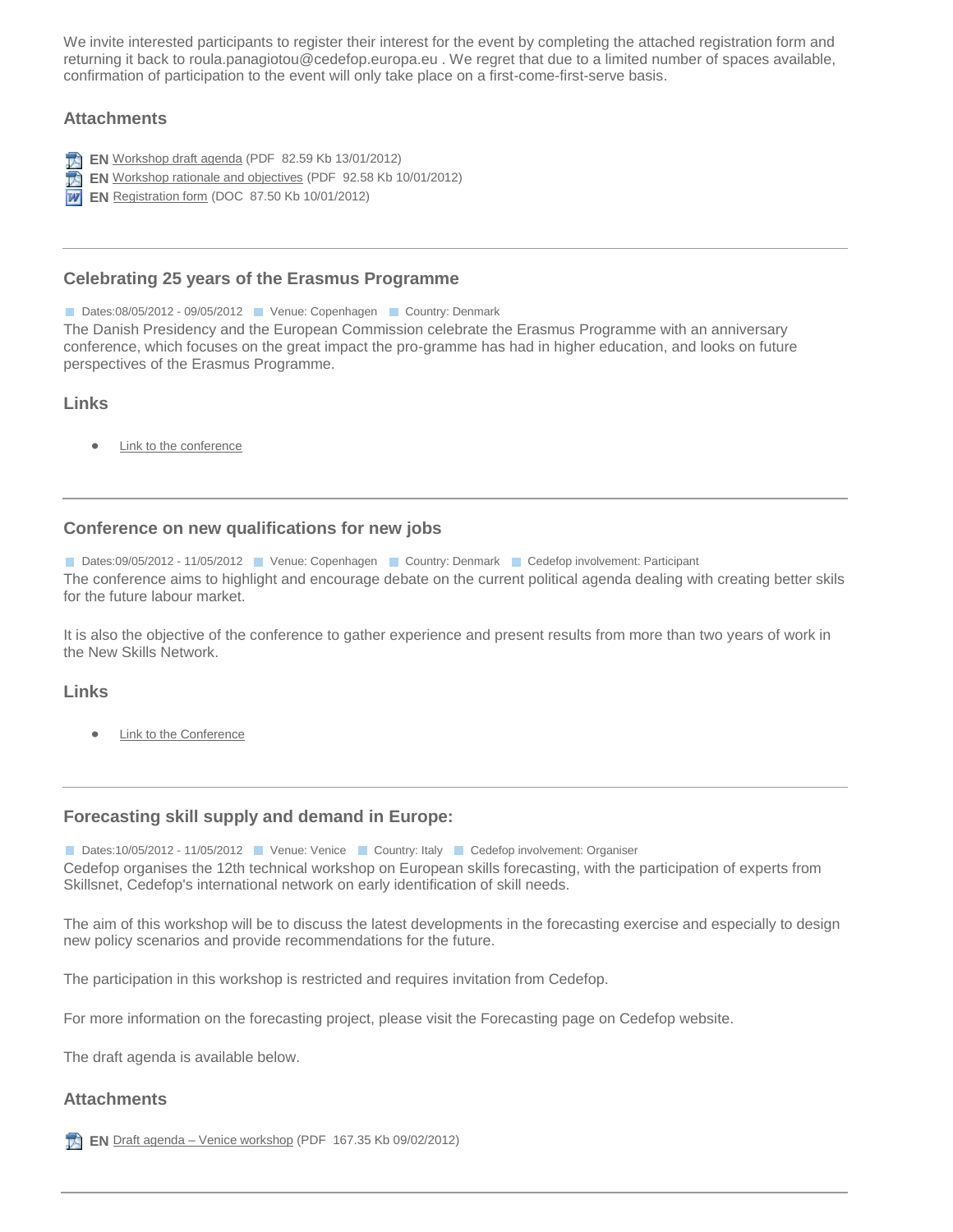We invite interested participants to register their interest for the event by completing the attached registration form and returning it back to roula.panagiotou@cedefop.europa.eu . We regret that due to a limited number of spaces available, confirmation of participation to the event will only take place on a first-come-first-serve basis.

### Attachments

- **EN** Workshop draft agenda (PDF 82.59 Kb 13/01/2012)
- **EN** Workshop rationale and objectives (PDF 92.58 Kb 10/01/2012)
- **EN** Registration form (DOC 87.50 Kb 10/01/2012)

---

### Celebrating 25 years of the Erasmus Programme

Dates:08/05/2012 - 09/05/2012 | Venue: Copenhagen | Country: Denmark

The Danish Presidency and the European Commission celebrate the Erasmus Programme with an anniversary conference, which focuses on the great impact the pro-gramme has had in higher education, and looks on future perspectives of the Erasmus Programme.

### Links

- Link to the conference

---

### Conference on new qualifications for new jobs

Dates:09/05/2012 - 11/05/2012 | Venue: Copenhagen | Country: Denmark | Cedefop involvement: Participant

The conference aims to highlight and encourage debate on the current political agenda dealing with creating better skils for the future labour market.

It is also the objective of the conference to gather experience and present results from more than two years of work in the New Skills Network.

### Links

- Link to the Conference

---

### Forecasting skill supply and demand in Europe:

Dates:10/05/2012 - 11/05/2012 | Venue: Venice | Country: Italy | Cedefop involvement: Organiser

Cedefop organises the 12th technical workshop on European skills forecasting, with the participation of experts from Skillsnet, Cedefop's international network on early identification of skill needs.

The aim of this workshop will be to discuss the latest developments in the forecasting exercise and especially to design new policy scenarios and provide recommendations for the future.

The participation in this workshop is restricted and requires invitation from Cedefop.

For more information on the forecasting project, please visit the Forecasting page on Cedefop website.

The draft agenda is available below.

### Attachments

- **EN** Draft agenda – Venice workshop (PDF 167.35 Kb 09/02/2012)

---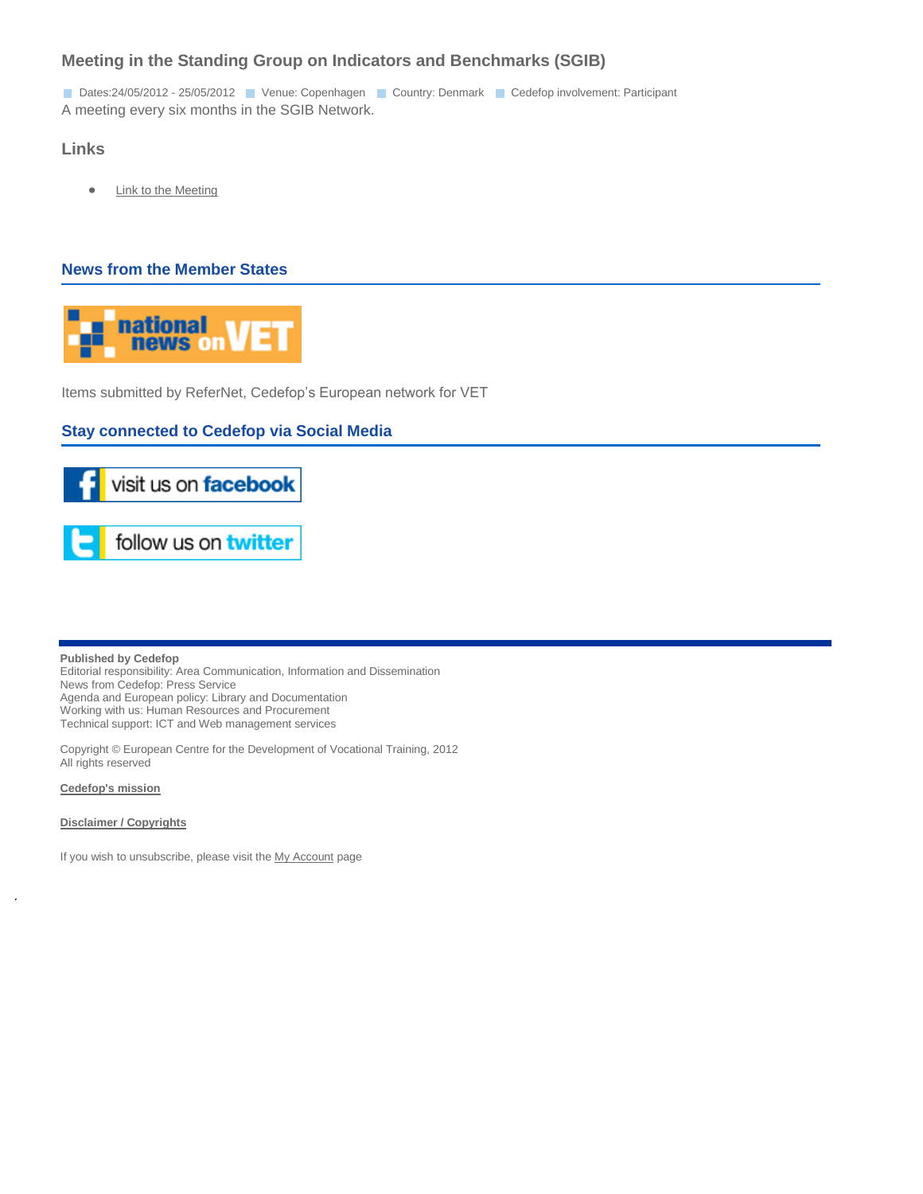### Meeting in the Standing Group on Indicators and Benchmarks (SGIB)

Dates:24/05/2012 - 25/05/2012 Venue: Copenhagen Country: Denmark Cedefop involvement: Participant

A meeting every six months in the SGIB Network.

#### Links

- Link to the Meeting

## News from the Member States

national news on VET

Items submitted by ReferNet, Cedefop's European network for VET

## Stay connected to Cedefop via Social Media

visit us on facebook

follow us on twitter

**Published by Cedefop**
Editorial responsibility: Area Communication, Information and Dissemination
News from Cedefop: Press Service
Agenda and European policy: Library and Documentation
Working with us: Human Resources and Procurement
Technical support: ICT and Web management services

Copyright © European Centre for the Development of Vocational Training, 2012
All rights reserved

**Cedefop's mission**

**Disclaimer / Copyrights**

If you wish to unsubscribe, please visit the My Account page